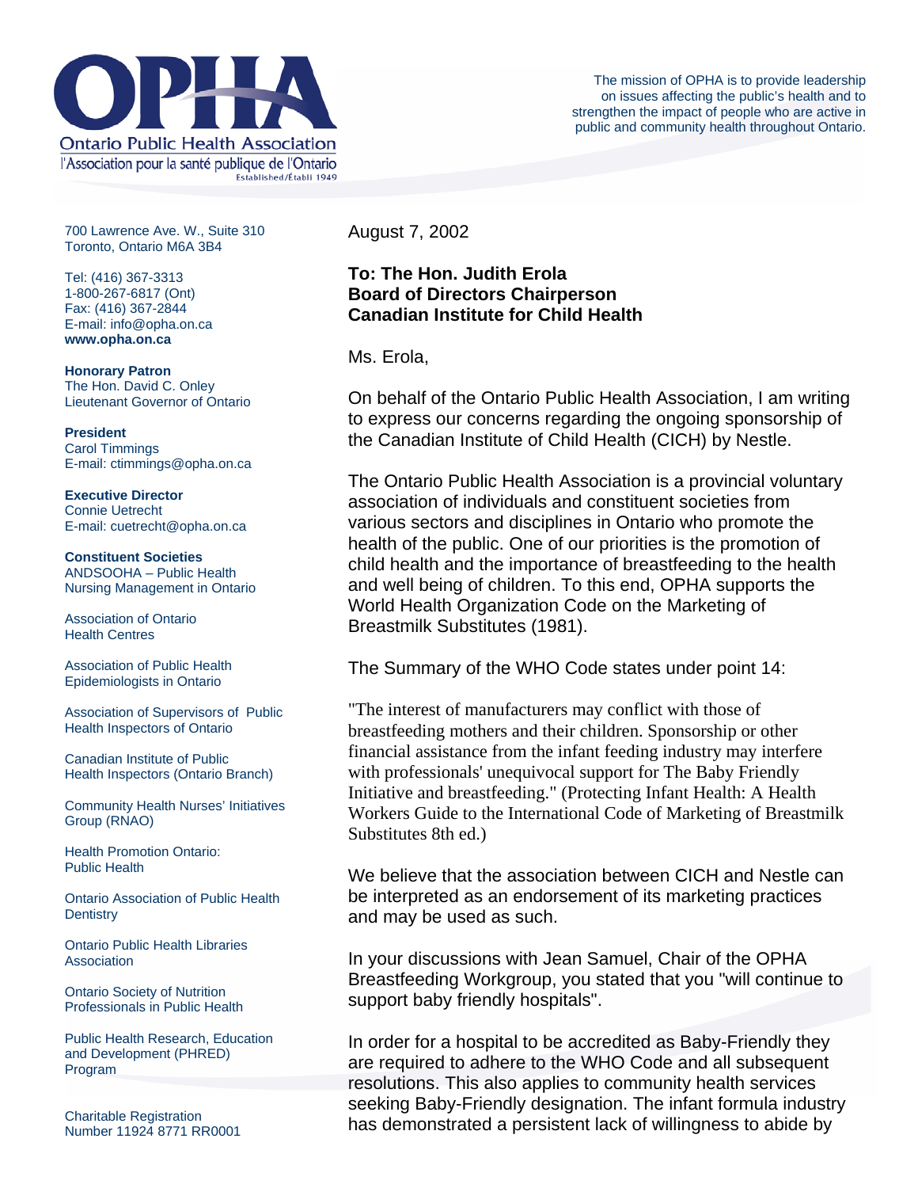# OPHA

Ontario Public Health Association
l'Association pour la santé publique de l'Ontario
Established/Établi 1949

The mission of OPHA is to provide leadership on issues affecting the public's health and to strengthen the impact of people who are active in public and community health throughout Ontario.

700 Lawrence Ave. W., Suite 310
Toronto, Ontario M6A 3B4

Tel: (416) 367-3313
1-800-267-6817 (Ont)
Fax: (416) 367-2844
E-mail: info@opha.on.ca
**www.opha.on.ca**

**Honorary Patron**
The Hon. David C. Onley
Lieutenant Governor of Ontario

**President**
Carol Timmings
E-mail: ctimmings@opha.on.ca

**Executive Director**
Connie Uetrecht
E-mail: cuetrecht@opha.on.ca

**Constituent Societies**
ANDSOOHA – Public Health Nursing Management in Ontario

Association of Ontario Health Centres

Association of Public Health Epidemiologists in Ontario

Association of Supervisors of Public Health Inspectors of Ontario

Canadian Institute of Public Health Inspectors (Ontario Branch)

Community Health Nurses' Initiatives Group (RNAO)

Health Promotion Ontario: Public Health

Ontario Association of Public Health Dentistry

Ontario Public Health Libraries Association

Ontario Society of Nutrition Professionals in Public Health

Public Health Research, Education and Development (PHRED) Program

Charitable Registration Number 11924 8771 RR0001

---

August 7, 2002

**To: The Hon. Judith Erola**
**Board of Directors Chairperson**
**Canadian Institute for Child Health**

Ms. Erola,

On behalf of the Ontario Public Health Association, I am writing to express our concerns regarding the ongoing sponsorship of the Canadian Institute of Child Health (CICH) by Nestle.

The Ontario Public Health Association is a provincial voluntary association of individuals and constituent societies from various sectors and disciplines in Ontario who promote the health of the public. One of our priorities is the promotion of child health and the importance of breastfeeding to the health and well being of children. To this end, OPHA supports the World Health Organization Code on the Marketing of Breastmilk Substitutes (1981).

The Summary of the WHO Code states under point 14:

"The interest of manufacturers may conflict with those of breastfeeding mothers and their children. Sponsorship or other financial assistance from the infant feeding industry may interfere with professionals' unequivocal support for The Baby Friendly Initiative and breastfeeding." (Protecting Infant Health: A Health Workers Guide to the International Code of Marketing of Breastmilk Substitutes 8th ed.)

We believe that the association between CICH and Nestle can be interpreted as an endorsement of its marketing practices and may be used as such.

In your discussions with Jean Samuel, Chair of the OPHA Breastfeeding Workgroup, you stated that you "will continue to support baby friendly hospitals".

In order for a hospital to be accredited as Baby-Friendly they are required to adhere to the WHO Code and all subsequent resolutions. This also applies to community health services seeking Baby-Friendly designation. The infant formula industry has demonstrated a persistent lack of willingness to abide by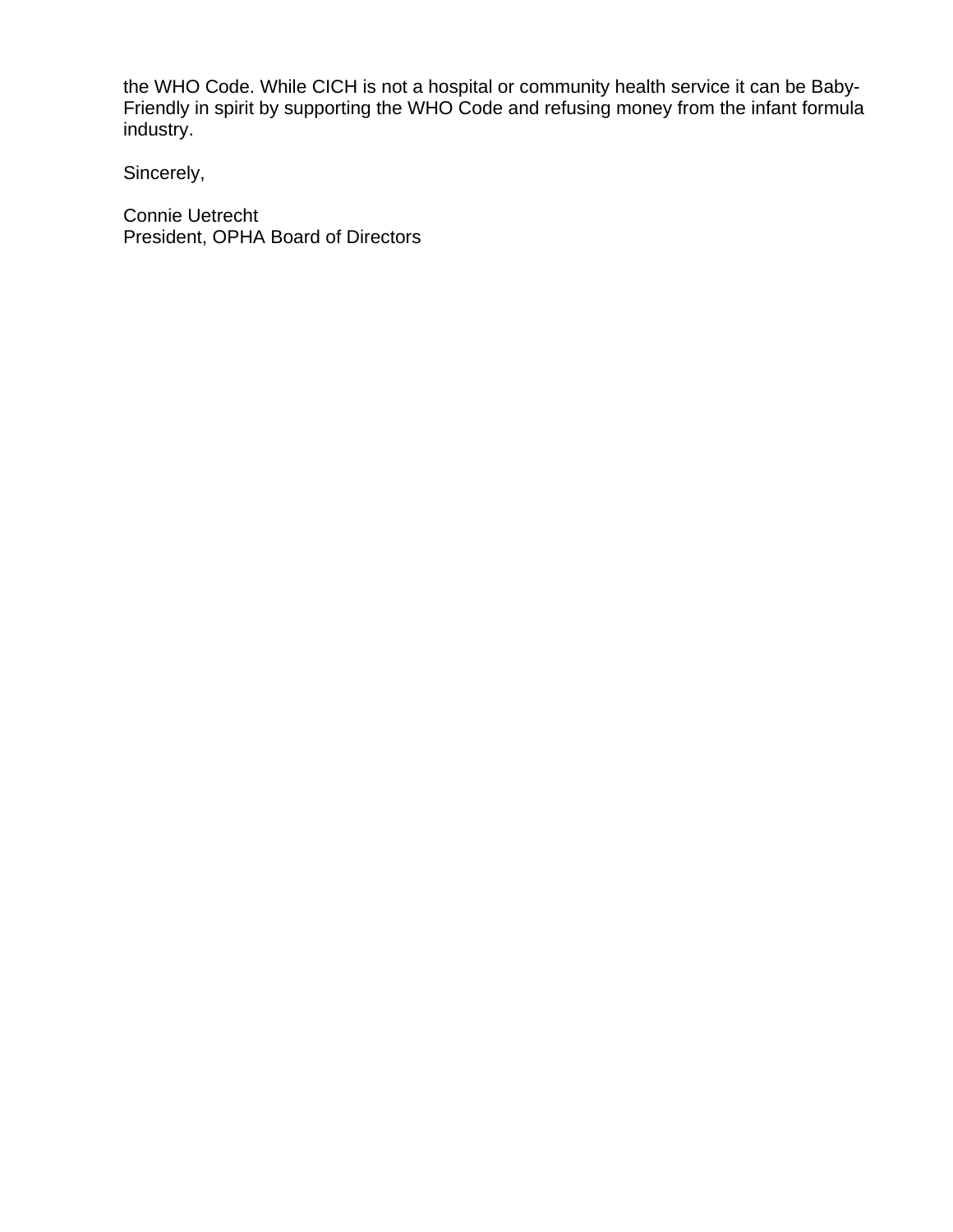the WHO Code. While CICH is not a hospital or community health service it can be Baby-Friendly in spirit by supporting the WHO Code and refusing money from the infant formula industry.

Sincerely,

Connie Uetrecht
President, OPHA Board of Directors